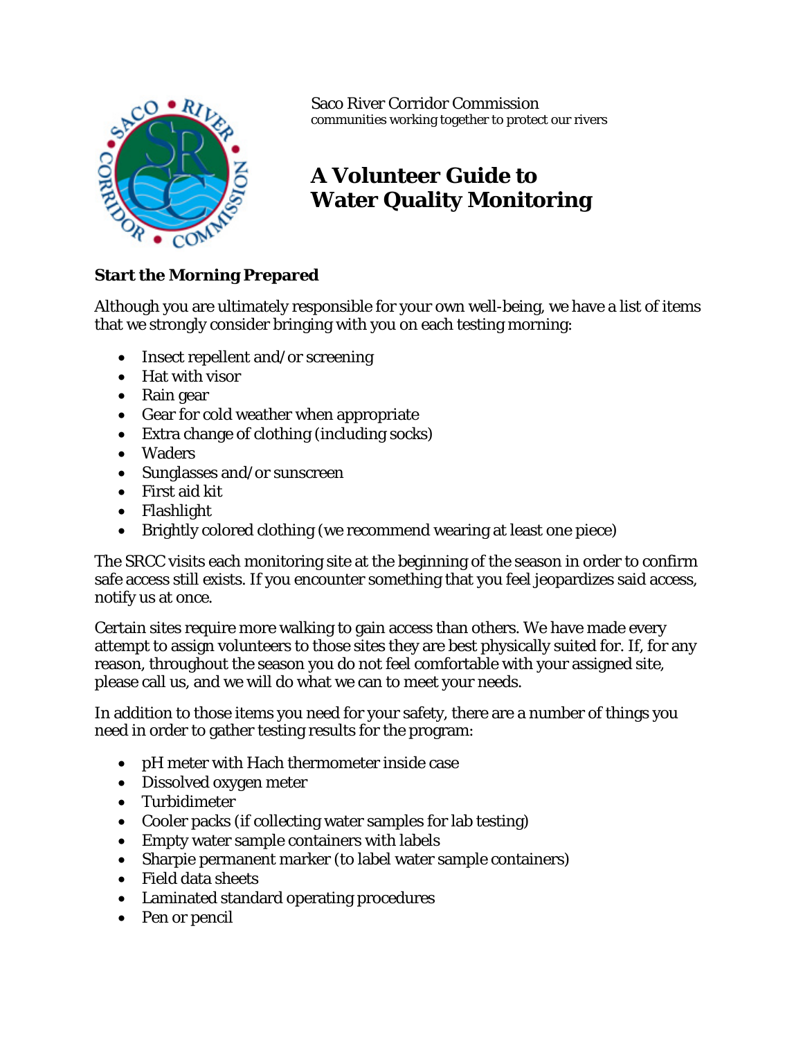Saco River Corridor Commission
communities working together to protect our rivers

# A Volunteer Guide to Water Quality Monitoring

**Start the Morning Prepared**

Although you are ultimately responsible for your own well-being, we have a list of items that we strongly consider bringing with you on each testing morning:

- Insect repellent and/or screening
- Hat with visor
- Rain gear
- Gear for cold weather when appropriate
- Extra change of clothing (including socks)
- Waders
- Sunglasses and/or sunscreen
- First aid kit
- Flashlight
- Brightly colored clothing (we recommend wearing at least one piece)

The SRCC visits each monitoring site at the beginning of the season in order to confirm safe access still exists. If you encounter something that you feel jeopardizes said access, notify us at once.

Certain sites require more walking to gain access than others. We have made every attempt to assign volunteers to those sites they are best physically suited for. If, for any reason, throughout the season you do not feel comfortable with your assigned site, please call us, and we will do what we can to meet your needs.

In addition to those items you need for your safety, there are a number of things you need in order to gather testing results for the program:

- pH meter with Hach thermometer inside case
- Dissolved oxygen meter
- Turbidimeter
- Cooler packs (if collecting water samples for lab testing)
- Empty water sample containers with labels
- Sharpie permanent marker (to label water sample containers)
- Field data sheets
- Laminated standard operating procedures
- Pen or pencil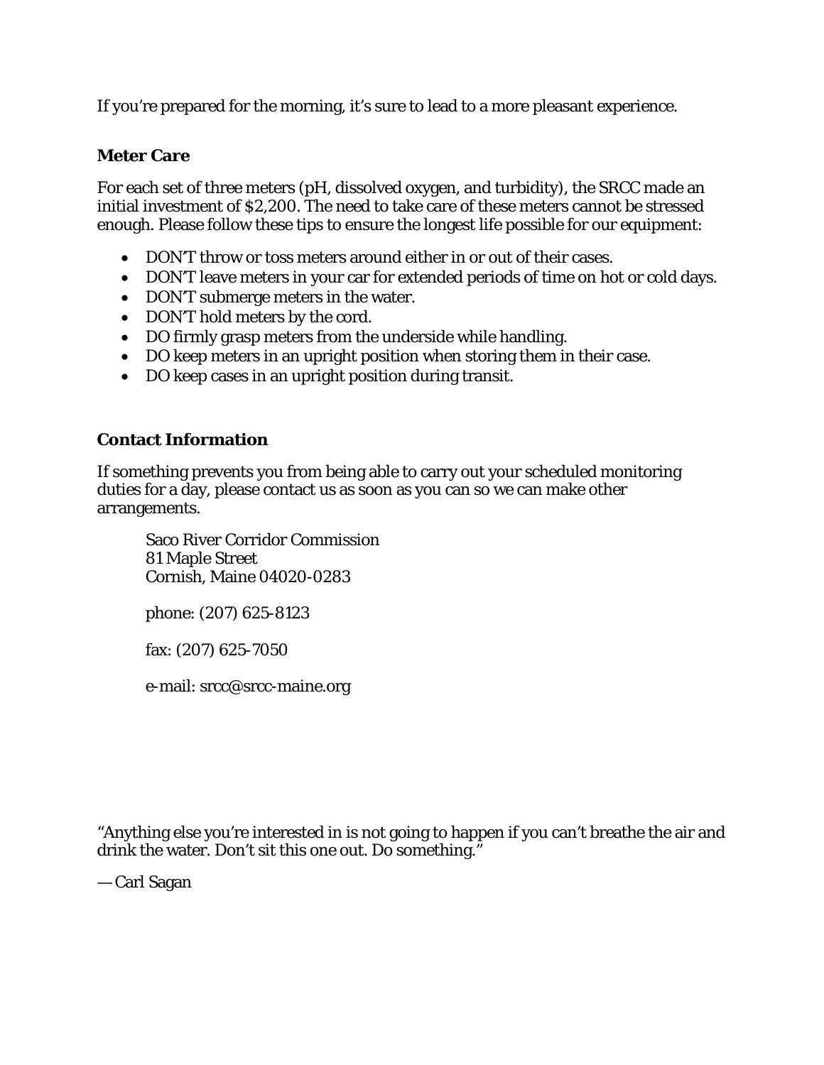If you're prepared for the morning, it's sure to lead to a more pleasant experience.

### Meter Care

For each set of three meters (pH, dissolved oxygen, and turbidity), the SRCC made an initial investment of $2,200. The need to take care of these meters cannot be stressed enough. Please follow these tips to ensure the longest life possible for our equipment:

- DON'T throw or toss meters around either in or out of their cases.
- DON'T leave meters in your car for extended periods of time on hot or cold days.
- DON'T submerge meters in the water.
- DON'T hold meters by the cord.
- DO firmly grasp meters from the underside while handling.
- DO keep meters in an upright position when storing them in their case.
- DO keep cases in an upright position during transit.

### Contact Information

If something prevents you from being able to carry out your scheduled monitoring duties for a day, please contact us as soon as you can so we can make other arrangements.

> Saco River Corridor Commission
> 81 Maple Street
> Cornish, Maine 04020-0283
>
> phone: (207) 625-8123
>
> fax: (207) 625-7050
>
> e-mail: srcc@srcc-maine.org

"Anything else you're interested in is not going to happen if you can't breathe the air and drink the water. Don't sit this one out. Do something."

— Carl Sagan